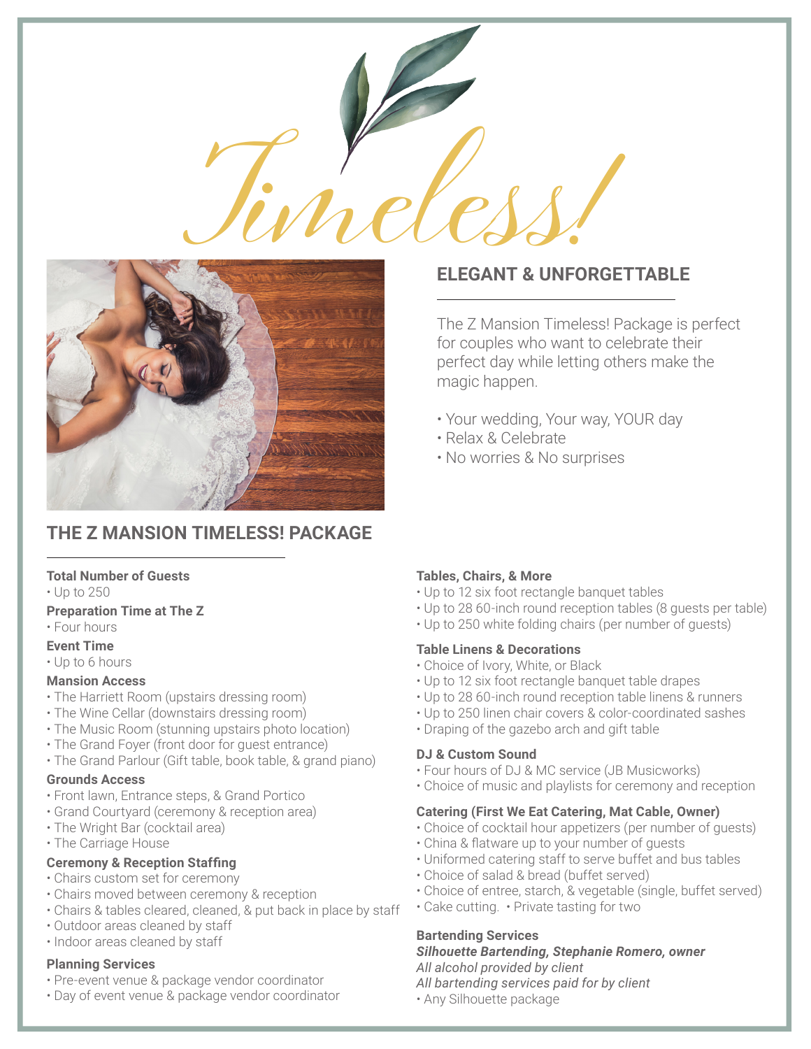# Timeless!

## ELEGANT & UNFORGETTABLE

The Z Mansion Timeless! Package is perfect for couples who want to celebrate their perfect day while letting others make the magic happen.

- Your wedding, Your way, YOUR day
- Relax & Celebrate
- No worries & No surprises

## THE Z MANSION TIMELESS! PACKAGE

**Total Number of Guests**
- Up to 250

**Preparation Time at The Z**
- Four hours

**Event Time**
- Up to 6 hours

**Mansion Access**
- The Harriett Room (upstairs dressing room)
- The Wine Cellar (downstairs dressing room)
- The Music Room (stunning upstairs photo location)
- The Grand Foyer (front door for guest entrance)
- The Grand Parlour (Gift table, book table, & grand piano)

**Grounds Access**
- Front lawn, Entrance steps, & Grand Portico
- Grand Courtyard (ceremony & reception area)
- The Wright Bar (cocktail area)
- The Carriage House

**Ceremony & Reception Staffing**
- Chairs custom set for ceremony
- Chairs moved between ceremony & reception
- Chairs & tables cleared, cleaned, & put back in place by staff
- Outdoor areas cleaned by staff
- Indoor areas cleaned by staff

**Planning Services**
- Pre-event venue & package vendor coordinator
- Day of event venue & package vendor coordinator

**Tables, Chairs, & More**
- Up to 12 six foot rectangle banquet tables
- Up to 28 60-inch round reception tables (8 guests per table)
- Up to 250 white folding chairs (per number of guests)

**Table Linens & Decorations**
- Choice of Ivory, White, or Black
- Up to 12 six foot rectangle banquet table drapes
- Up to 28 60-inch round reception table linens & runners
- Up to 250 linen chair covers & color-coordinated sashes
- Draping of the gazebo arch and gift table

**DJ & Custom Sound**
- Four hours of DJ & MC service (JB Musicworks)
- Choice of music and playlists for ceremony and reception

**Catering (First We Eat Catering, Mat Cable, Owner)**
- Choice of cocktail hour appetizers (per number of guests)
- China & flatware up to your number of guests
- Uniformed catering staff to serve buffet and bus tables
- Choice of salad & bread (buffet served)
- Choice of entree, starch, & vegetable (single, buffet served)
- Cake cutting. • Private tasting for two

**Bartending Services**
***Silhouette Bartending, Stephanie Romero, owner***
*All alcohol provided by client*
*All bartending services paid for by client*
- Any Silhouette package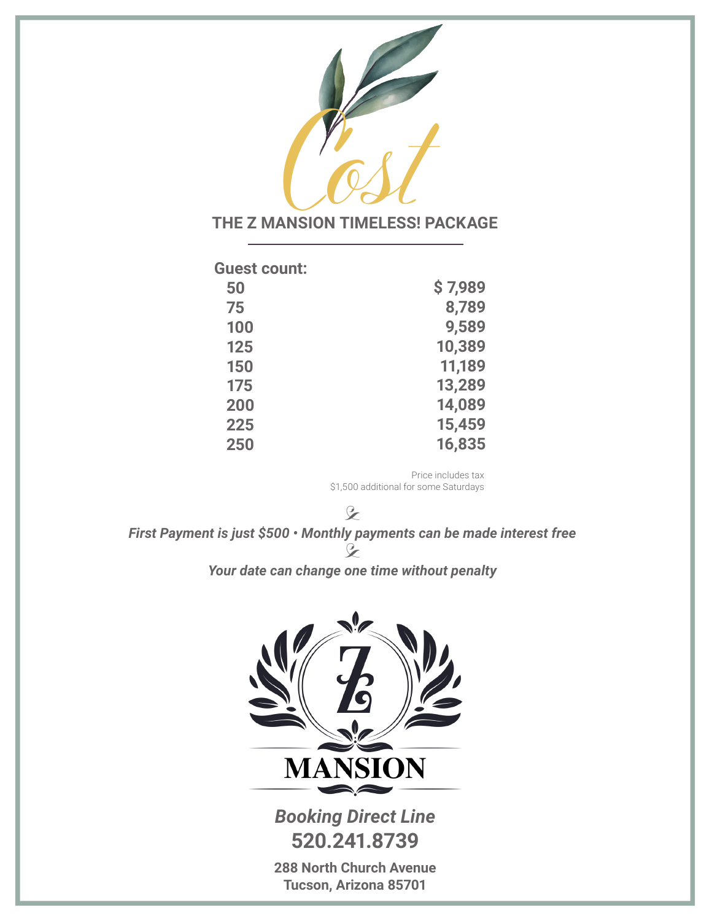# Cost

## THE Z MANSION TIMELESS! PACKAGE

| Guest count: | |
|---|---|
| 50 | $ 7,989 |
| 75 | 8,789 |
| 100 | 9,589 |
| 125 | 10,389 |
| 150 | 11,189 |
| 175 | 13,289 |
| 200 | 14,089 |
| 225 | 15,459 |
| 250 | 16,835 |

Price includes tax
$1,500 additional for some Saturdays

***First Payment is just $500 • Monthly payments can be made interest free***

***Your date can change one time without penalty***

MANSION

***Booking Direct Line***

**520.241.8739**

**288 North Church Avenue**
**Tucson, Arizona 85701**